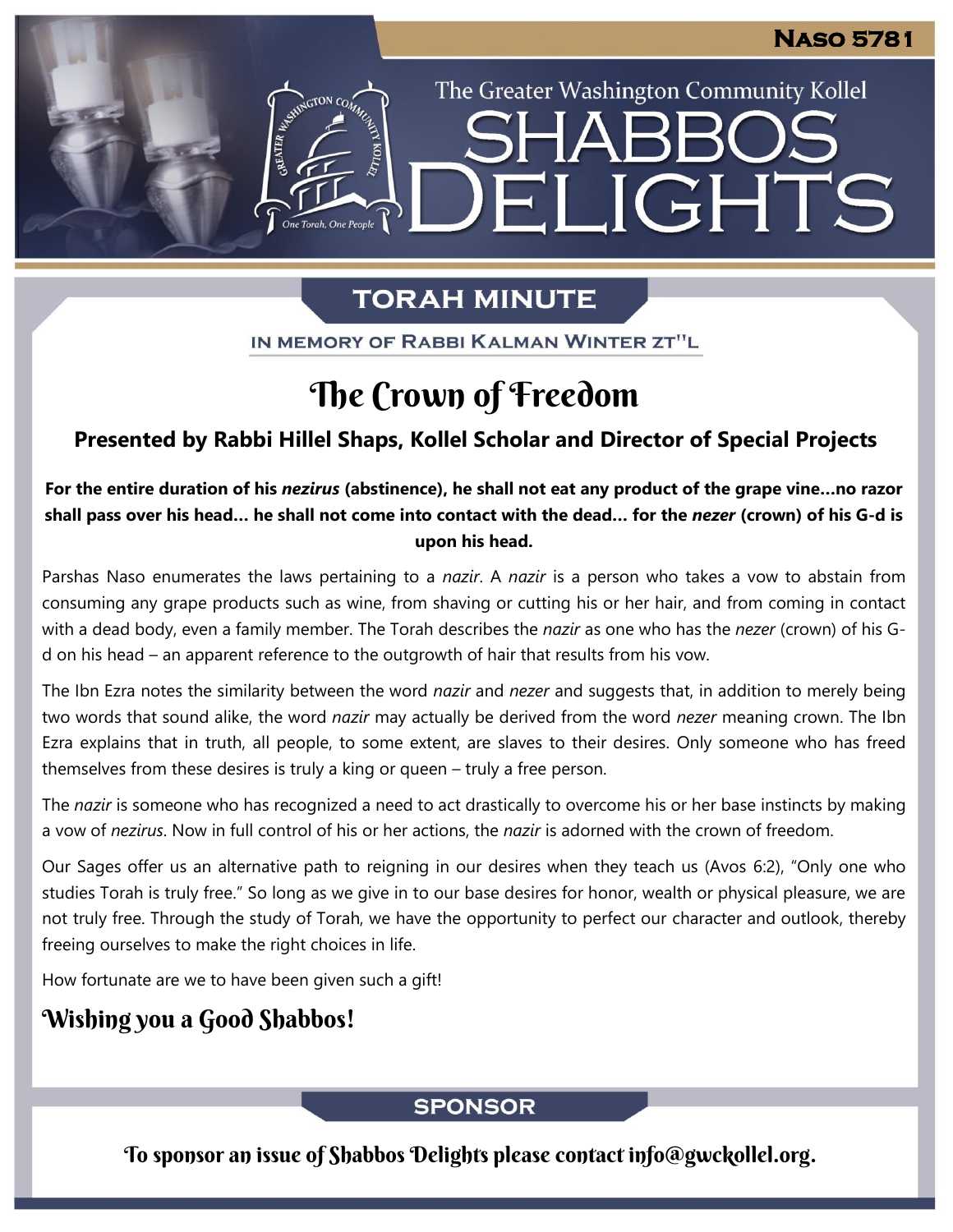**Naso 5781**

The Greater Washington Community Kollel

# Shabbos Delights

## TORAH MINUTE

IN MEMORY OF RABBI KALMAN WINTER ZT"L

# The Crown of Freedom

**Presented by Rabbi Hillel Shaps, Kollel Scholar and Director of Special Projects**

**For the entire duration of his *nezirus* (abstinence), he shall not eat any product of the grape vine…no razor shall pass over his head… he shall not come into contact with the dead… for the *nezer* (crown) of his G-d is upon his head.**

Parshas Naso enumerates the laws pertaining to a *nazir*. A *nazir* is a person who takes a vow to abstain from consuming any grape products such as wine, from shaving or cutting his or her hair, and from coming in contact with a dead body, even a family member. The Torah describes the *nazir* as one who has the *nezer* (crown) of his G-d on his head – an apparent reference to the outgrowth of hair that results from his vow.

The Ibn Ezra notes the similarity between the word *nazir* and *nezer* and suggests that, in addition to merely being two words that sound alike, the word *nazir* may actually be derived from the word *nezer* meaning crown. The Ibn Ezra explains that in truth, all people, to some extent, are slaves to their desires. Only someone who has freed themselves from these desires is truly a king or queen – truly a free person.

The *nazir* is someone who has recognized a need to act drastically to overcome his or her base instincts by making a vow of *nezirus*. Now in full control of his or her actions, the *nazir* is adorned with the crown of freedom.

Our Sages offer us an alternative path to reigning in our desires when they teach us (Avos 6:2), "Only one who studies Torah is truly free." So long as we give in to our base desires for honor, wealth or physical pleasure, we are not truly free. Through the study of Torah, we have the opportunity to perfect our character and outlook, thereby freeing ourselves to make the right choices in life.

How fortunate are we to have been given such a gift!

## Wishing you a Good Shabbos!

## SPONSOR

To sponsor an issue of Shabbos Delights please contact info@gwckollel.org.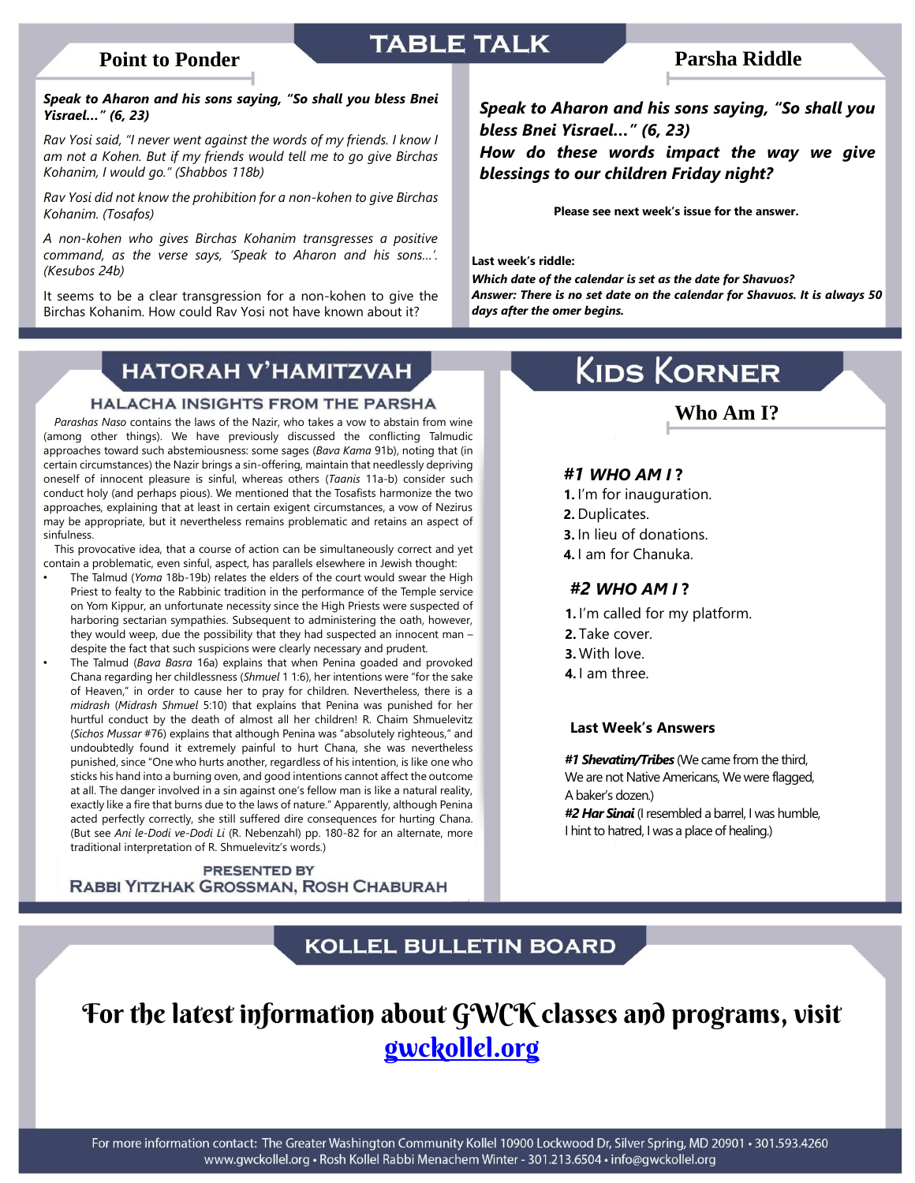# TABLE TALK

## Point to Ponder

***Speak to Aharon and his sons saying, "So shall you bless Bnei Yisrael…" (6, 23)***

*Rav Yosi said, "I never went against the words of my friends. I know I am not a Kohen. But if my friends would tell me to go give Birchas Kohanim, I would go." (Shabbos 118b)*

*Rav Yosi did not know the prohibition for a non-kohen to give Birchas Kohanim. (Tosafos)*

*A non-kohen who gives Birchas Kohanim transgresses a positive command, as the verse says, 'Speak to Aharon and his sons…'. (Kesubos 24b)*

It seems to be a clear transgression for a non-kohen to give the Birchas Kohanim. How could Rav Yosi not have known about it?

## Parsha Riddle

***Speak to Aharon and his sons saying, "So shall you bless Bnei Yisrael…" (6, 23)***
***How do these words impact the way we give blessings to our children Friday night?***

**Please see next week's issue for the answer.**

**Last week's riddle:**
***Which date of the calendar is set as the date for Shavuos?***
***Answer: There is no set date on the calendar for Shavuos. It is always 50 days after the omer begins.***

# HATORAH V'HAMITZVAH

## HALACHA INSIGHTS FROM THE PARSHA

*Parashas Naso* contains the laws of the Nazir, who takes a vow to abstain from wine (among other things). We have previously discussed the conflicting Talmudic approaches toward such abstemiousness: some sages (*Bava Kama* 91b), noting that (in certain circumstances) the Nazir brings a sin-offering, maintain that needlessly depriving oneself of innocent pleasure is sinful, whereas others (*Taanis* 11a-b) consider such conduct holy (and perhaps pious). We mentioned that the Tosafists harmonize the two approaches, explaining that at least in certain exigent circumstances, a vow of Nezirus may be appropriate, but it nevertheless remains problematic and retains an aspect of sinfulness.

This provocative idea, that a course of action can be simultaneously correct and yet contain a problematic, even sinful, aspect, has parallels elsewhere in Jewish thought:

- The Talmud (*Yoma* 18b-19b) relates the elders of the court would swear the High Priest to fealty to the Rabbinic tradition in the performance of the Temple service on Yom Kippur, an unfortunate necessity since the High Priests were suspected of harboring sectarian sympathies. Subsequent to administering the oath, however, they would weep, due the possibility that they had suspected an innocent man – despite the fact that such suspicions were clearly necessary and prudent.
- The Talmud (*Bava Basra* 16a) explains that when Penina goaded and provoked Chana regarding her childlessness (*Shmuel* 1 1:6), her intentions were "for the sake of Heaven," in order to cause her to pray for children. Nevertheless, there is a *midrash* (*Midrash Shmuel* 5:10) that explains that Penina was punished for her hurtful conduct by the death of almost all her children! R. Chaim Shmuelevitz (*Sichos Mussar* #76) explains that although Penina was "absolutely righteous," and undoubtedly found it extremely painful to hurt Chana, she was nevertheless punished, since "One who hurts another, regardless of his intention, is like one who sticks his hand into a burning oven, and good intentions cannot affect the outcome at all. The danger involved in a sin against one's fellow man is like a natural reality, exactly like a fire that burns due to the laws of nature." Apparently, although Penina acted perfectly correctly, she still suffered dire consequences for hurting Chana. (But see *Ani le-Dodi ve-Dodi Li* (R. Nebenzahl) pp. 180-82 for an alternate, more traditional interpretation of R. Shmuelevitz's words.)

PRESENTED BY
RABBI YITZHAK GROSSMAN, ROSH CHABURAH

# KIDS KORNER

## Who Am I?

### #1 WHO AM I ?

1. I'm for inauguration.
2. Duplicates.
3. In lieu of donations.
4. I am for Chanuka.

### #2 WHO AM I ?

1. I'm called for my platform.
2. Take cover.
3. With love.
4. I am three.

**Last Week's Answers**

***#1 Shevatim/Tribes*** (We came from the third, We are not Native Americans, We were flagged, A baker's dozen.)
***#2 Har Sinai*** (I resembled a barrel, I was humble, I hint to hatred, I was a place of healing.)

# KOLLEL BULLETIN BOARD

**For the latest information about GWCK classes and programs, visit [gwckollel.org](gwckollel.org)**

For more information contact: The Greater Washington Community Kollel 10900 Lockwood Dr, Silver Spring, MD 20901 • 301.593.4260
www.gwckollel.org • Rosh Kollel Rabbi Menachem Winter - 301.213.6504 • info@gwckollel.org